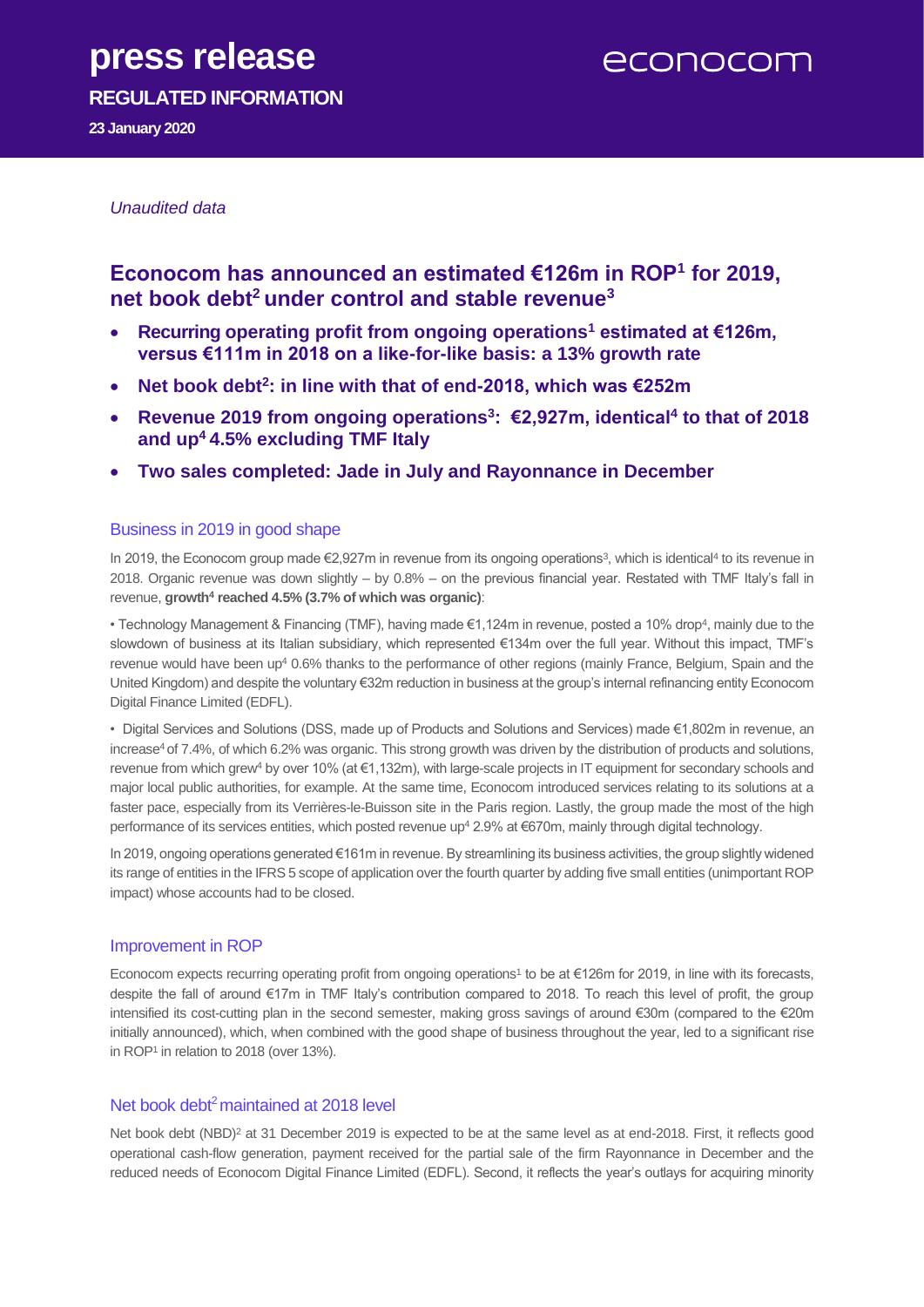# press release

**REGULATED INFORMATION**

**23 January 2020**

econocom

*Unaudited data*

## Econocom has announced an estimated €126m in ROP[1] for 2019, net book debt[2] under control and stable revenue[3]

- **Recurring operating profit from ongoing operations[1] estimated at €126m, versus €111m in 2018 on a like-for-like basis: a 13% growth rate**
- **Net book debt[2]: in line with that of end-2018, which was €252m**
- **Revenue 2019 from ongoing operations[3]: €2,927m, identical[4] to that of 2018 and up[4] 4.5% excluding TMF Italy**
- **Two sales completed: Jade in July and Rayonnance in December**

### Business in 2019 in good shape

In 2019, the Econocom group made €2,927m in revenue from its ongoing operations[3], which is identical[4] to its revenue in 2018. Organic revenue was down slightly – by 0.8% – on the previous financial year. Restated with TMF Italy's fall in revenue, **growth[4] reached 4.5% (3.7% of which was organic)**:

• Technology Management & Financing (TMF), having made €1,124m in revenue, posted a 10% drop[4], mainly due to the slowdown of business at its Italian subsidiary, which represented €134m over the full year. Without this impact, TMF's revenue would have been up[4] 0.6% thanks to the performance of other regions (mainly France, Belgium, Spain and the United Kingdom) and despite the voluntary €32m reduction in business at the group's internal refinancing entity Econocom Digital Finance Limited (EDFL).

• Digital Services and Solutions (DSS, made up of Products and Solutions and Services) made €1,802m in revenue, an increase[4] of 7.4%, of which 6.2% was organic. This strong growth was driven by the distribution of products and solutions, revenue from which grew[4] by over 10% (at €1,132m), with large-scale projects in IT equipment for secondary schools and major local public authorities, for example. At the same time, Econocom introduced services relating to its solutions at a faster pace, especially from its Verrières-le-Buisson site in the Paris region. Lastly, the group made the most of the high performance of its services entities, which posted revenue up[4] 2.9% at €670m, mainly through digital technology.

In 2019, ongoing operations generated €161m in revenue. By streamlining its business activities, the group slightly widened its range of entities in the IFRS 5 scope of application over the fourth quarter by adding five small entities (unimportant ROP impact) whose accounts had to be closed.

### Improvement in ROP

Econocom expects recurring operating profit from ongoing operations[1] to be at €126m for 2019, in line with its forecasts, despite the fall of around €17m in TMF Italy's contribution compared to 2018. To reach this level of profit, the group intensified its cost-cutting plan in the second semester, making gross savings of around €30m (compared to the €20m initially announced), which, when combined with the good shape of business throughout the year, led to a significant rise in ROP[1] in relation to 2018 (over 13%).

### Net book debt[2] maintained at 2018 level

Net book debt (NBD)[2] at 31 December 2019 is expected to be at the same level as at end-2018. First, it reflects good operational cash-flow generation, payment received for the partial sale of the firm Rayonnance in December and the reduced needs of Econocom Digital Finance Limited (EDFL). Second, it reflects the year's outlays for acquiring minority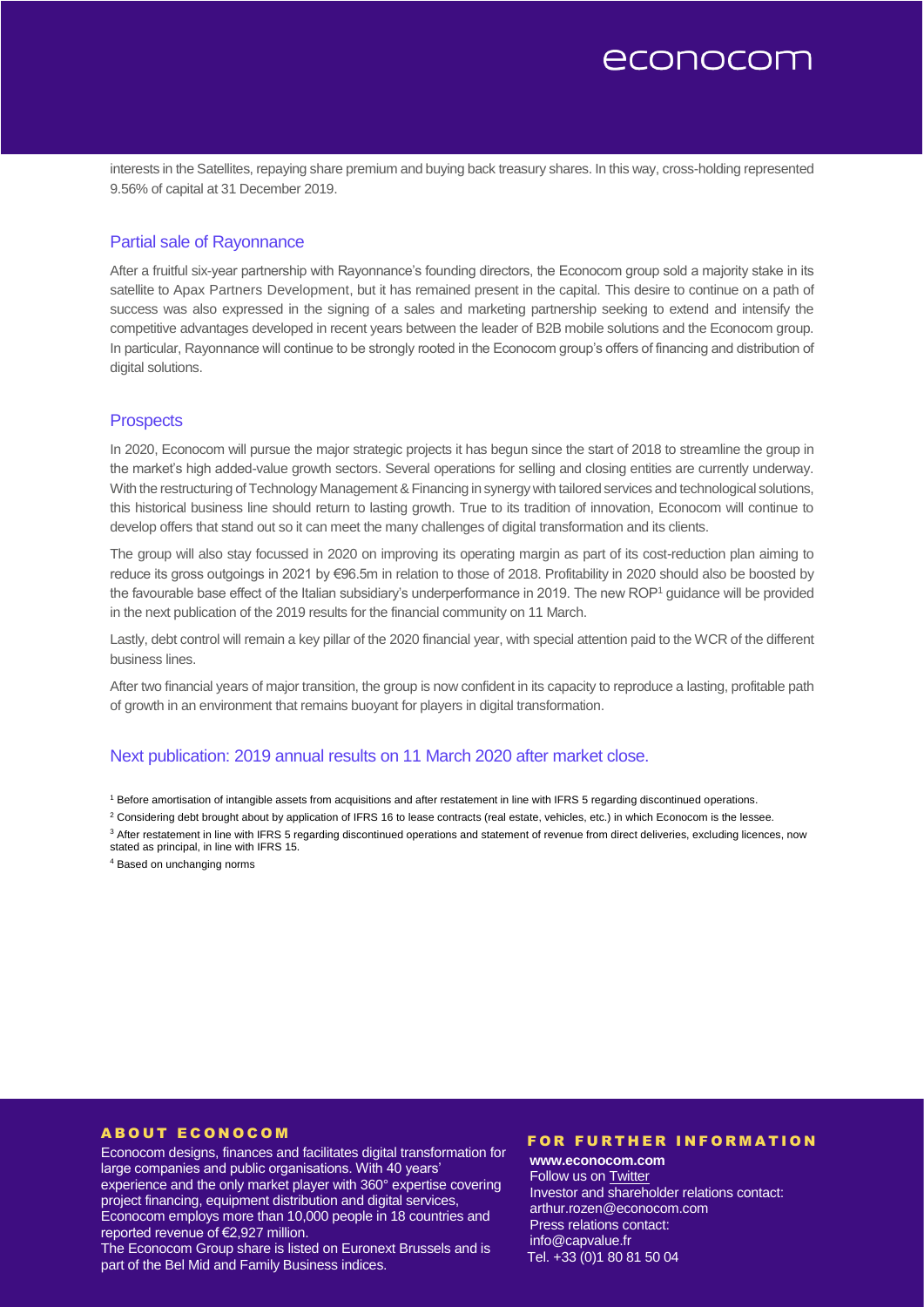interests in the Satellites, repaying share premium and buying back treasury shares. In this way, cross-holding represented 9.56% of capital at 31 December 2019.

## Partial sale of Rayonnance

After a fruitful six-year partnership with Rayonnance's founding directors, the Econocom group sold a majority stake in its satellite to Apax Partners Development, but it has remained present in the capital. This desire to continue on a path of success was also expressed in the signing of a sales and marketing partnership seeking to extend and intensify the competitive advantages developed in recent years between the leader of B2B mobile solutions and the Econocom group. In particular, Rayonnance will continue to be strongly rooted in the Econocom group's offers of financing and distribution of digital solutions.

## Prospects

In 2020, Econocom will pursue the major strategic projects it has begun since the start of 2018 to streamline the group in the market's high added-value growth sectors. Several operations for selling and closing entities are currently underway. With the restructuring of Technology Management & Financing in synergy with tailored services and technological solutions, this historical business line should return to lasting growth. True to its tradition of innovation, Econocom will continue to develop offers that stand out so it can meet the many challenges of digital transformation and its clients.

The group will also stay focussed in 2020 on improving its operating margin as part of its cost-reduction plan aiming to reduce its gross outgoings in 2021 by €96.5m in relation to those of 2018. Profitability in 2020 should also be boosted by the favourable base effect of the Italian subsidiary's underperformance in 2019. The new ROP[1] guidance will be provided in the next publication of the 2019 results for the financial community on 11 March.

Lastly, debt control will remain a key pillar of the 2020 financial year, with special attention paid to the WCR of the different business lines.

After two financial years of major transition, the group is now confident in its capacity to reproduce a lasting, profitable path of growth in an environment that remains buoyant for players in digital transformation.

## Next publication: 2019 annual results on 11 March 2020 after market close.

[1] Before amortisation of intangible assets from acquisitions and after restatement in line with IFRS 5 regarding discontinued operations.

[2] Considering debt brought about by application of IFRS 16 to lease contracts (real estate, vehicles, etc.) in which Econocom is the lessee.

[3] After restatement in line with IFRS 5 regarding discontinued operations and statement of revenue from direct deliveries, excluding licences, now stated as principal, in line with IFRS 15.

[4] Based on unchanging norms

### ABOUT ECONOCOM

Econocom designs, finances and facilitates digital transformation for large companies and public organisations. With 40 years' experience and the only market player with 360° expertise covering project financing, equipment distribution and digital services, Econocom employs more than 10,000 people in 18 countries and reported revenue of €2,927 million.
The Econocom Group share is listed on Euronext Brussels and is part of the Bel Mid and Family Business indices.

### FOR FURTHER INFORMATION

**www.econocom.com**
Follow us on Twitter
Investor and shareholder relations contact:
arthur.rozen@econocom.com
Press relations contact:
info@capvalue.fr
Tel. +33 (0)1 80 81 50 04